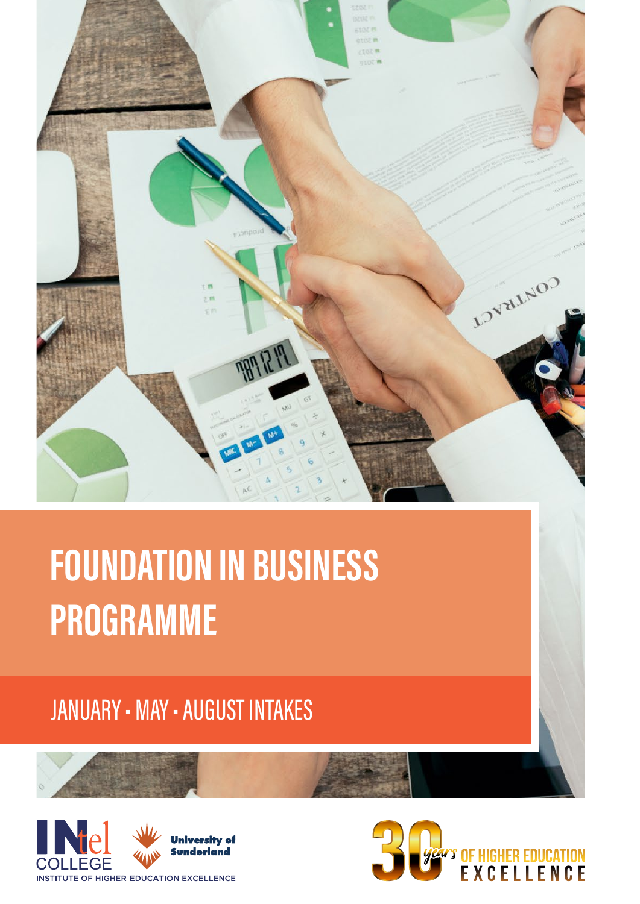# FOUNDATION IN BUSINESS PROGRAMME

## JANUARY • MAY • AUGUST INTAKES

INTI COLLEGE
INSTITUTE OF HIGHER EDUCATION EXCELLENCE

University of Sunderland

30 years OF HIGHER EDUCATION EXCELLENCE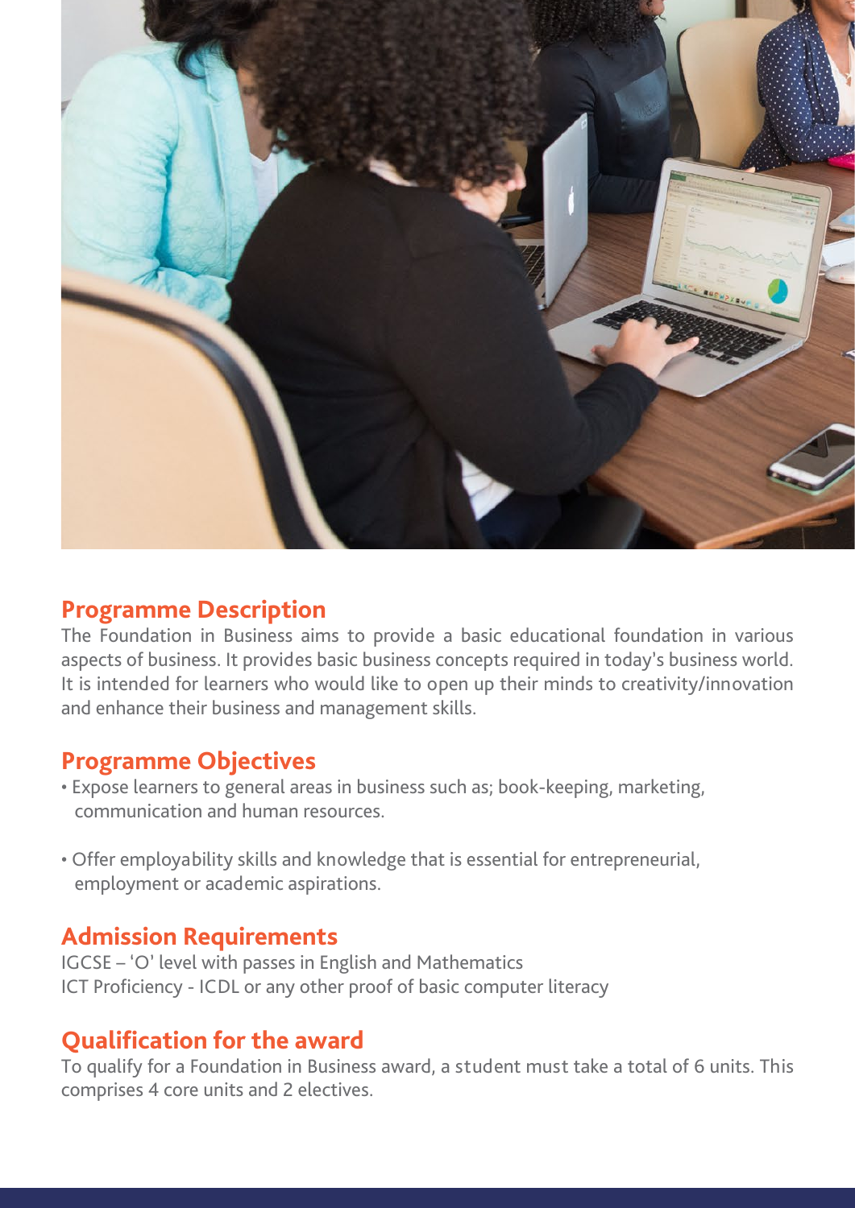## Programme Description

The Foundation in Business aims to provide a basic educational foundation in various aspects of business. It provides basic business concepts required in today's business world. It is intended for learners who would like to open up their minds to creativity/innovation and enhance their business and management skills.

## Programme Objectives

- Expose learners to general areas in business such as; book-keeping, marketing, communication and human resources.
- Offer employability skills and knowledge that is essential for entrepreneurial, employment or academic aspirations.

## Admission Requirements

IGCSE – 'O' level with passes in English and Mathematics
ICT Proficiency - ICDL or any other proof of basic computer literacy

## Qualification for the award

To qualify for a Foundation in Business award, a student must take a total of 6 units. This comprises 4 core units and 2 electives.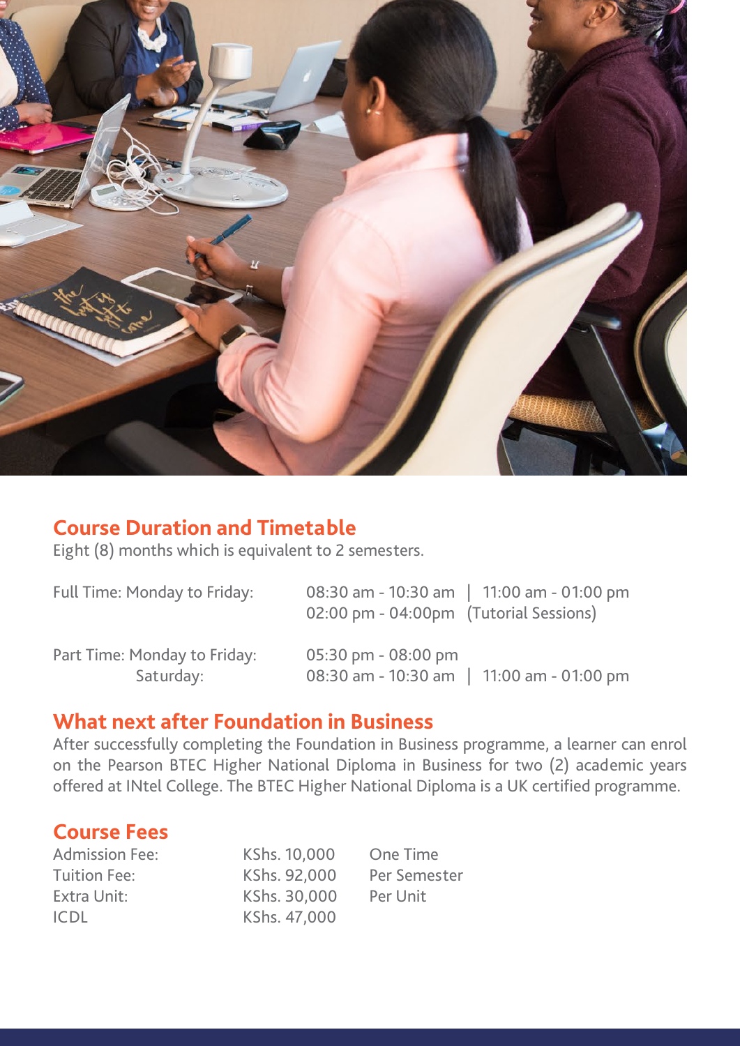## Course Duration and Timetable

Eight (8) months which is equivalent to 2 semesters.

| | |
|---|---|
| Full Time: Monday to Friday: | 08:30 am - 10:30 am \| 11:00 am - 01:00 pm<br>02:00 pm - 04:00pm (Tutorial Sessions) |
| Part Time: Monday to Friday: | 05:30 pm - 08:00 pm |
| Saturday: | 08:30 am - 10:30 am \| 11:00 am - 01:00 pm |

## What next after Foundation in Business

After successfully completing the Foundation in Business programme, a learner can enrol on the Pearson BTEC Higher National Diploma in Business for two (2) academic years offered at INtel College. The BTEC Higher National Diploma is a UK certified programme.

## Course Fees

| | | |
|---|---|---|
| Admission Fee: | KShs. 10,000 | One Time |
| Tuition Fee: | KShs. 92,000 | Per Semester |
| Extra Unit: | KShs. 30,000 | Per Unit |
| ICDL | KShs. 47,000 | |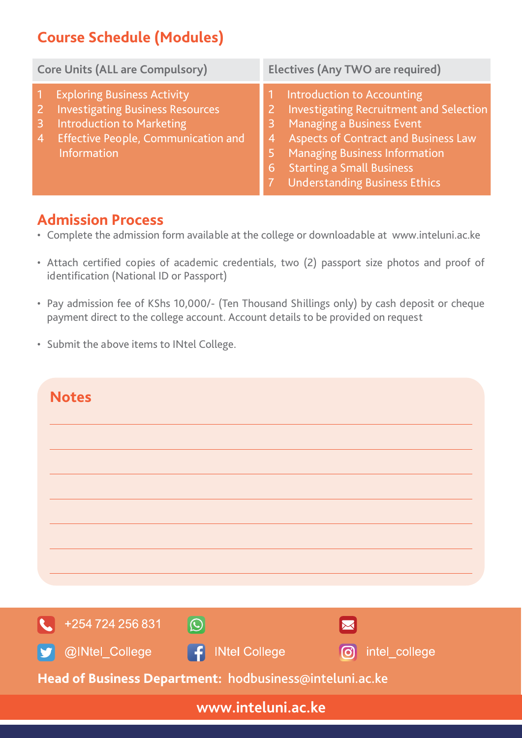## Course Schedule (Modules)

| Core Units (ALL are Compulsory) | Electives (Any TWO are required) |
|---|---|
| 1 Exploring Business Activity | 1 Introduction to Accounting |
| 2 Investigating Business Resources | 2 Investigating Recruitment and Selection |
| 3 Introduction to Marketing | 3 Managing a Business Event |
| 4 Effective People, Communication and Information | 4 Aspects of Contract and Business Law |
| | 5 Managing Business Information |
| | 6 Starting a Small Business |
| | 7 Understanding Business Ethics |

## Admission Process

- Complete the admission form available at the college or downloadable at www.inteluni.ac.ke
- Attach certified copies of academic credentials, two (2) passport size photos and proof of identification (National ID or Passport)
- Pay admission fee of KShs 10,000/- (Ten Thousand Shillings only) by cash deposit or cheque payment direct to the college account. Account details to be provided on request
- Submit the above items to INtel College.

## Notes

+254 724 256 831

@INtel_College

INtel College

intel_college

**Head of Business Department:** hodbusiness@inteluni.ac.ke

**www.inteluni.ac.ke**